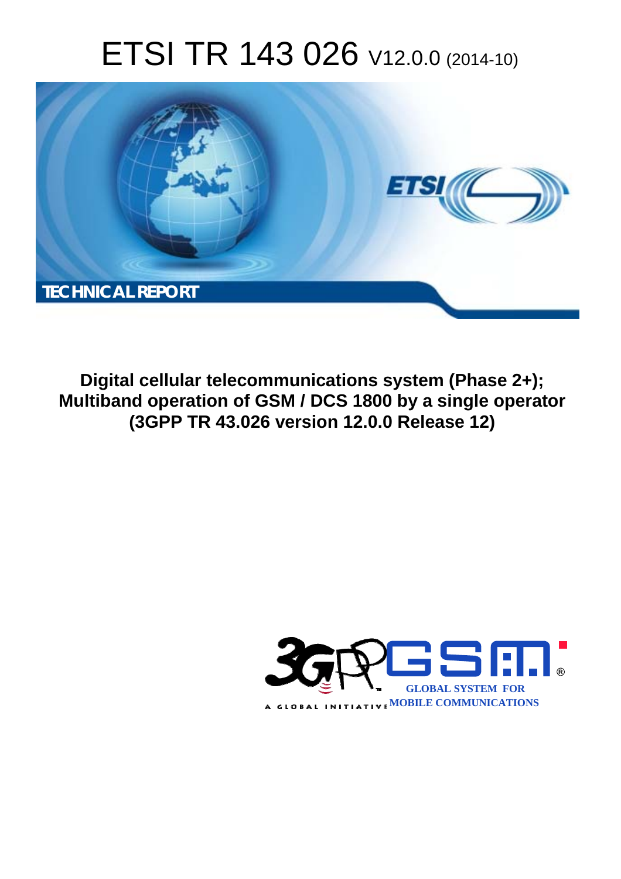# ETSI TR 143 026 V12.0.0 (2014-10)

TECHNICAL REPORT

**Digital cellular telecommunications system (Phase 2+); Multiband operation of GSM / DCS 1800 by a single operator (3GPP TR 43.026 version 12.0.0 Release 12)**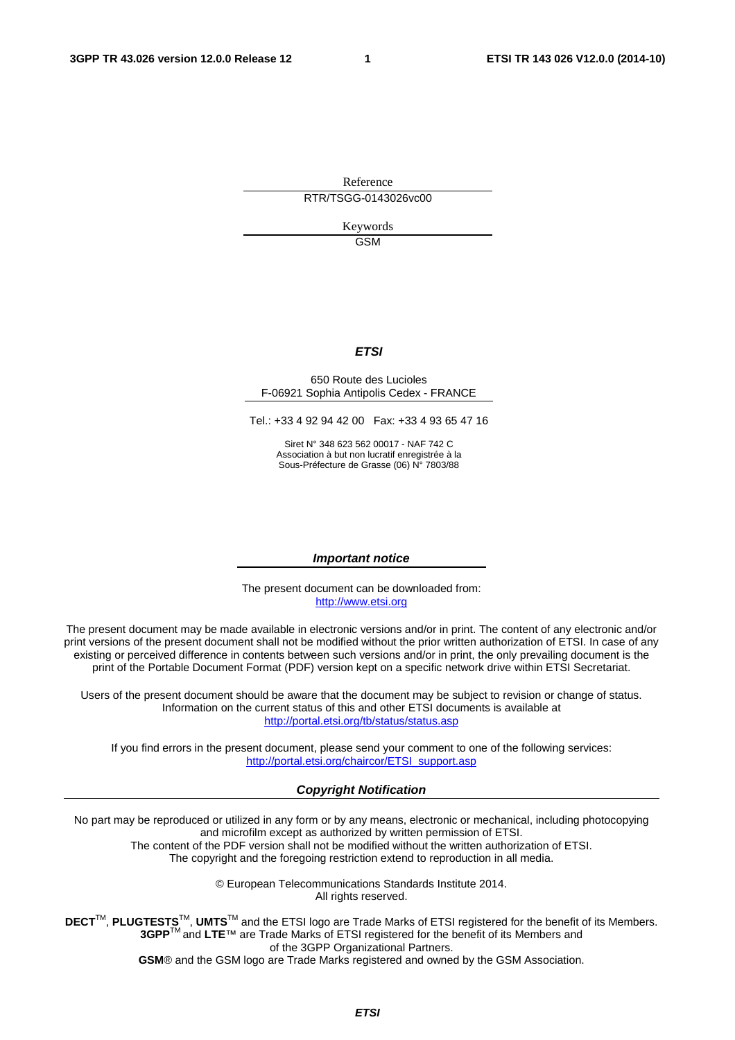Reference

RTR/TSGG-0143026vc00

Keywords

GSM

***ETSI***

650 Route des Lucioles
F-06921 Sophia Antipolis Cedex - FRANCE

Tel.: +33 4 92 94 42 00 Fax: +33 4 93 65 47 16

Siret N° 348 623 562 00017 - NAF 742 C
Association à but non lucratif enregistrée à la
Sous-Préfecture de Grasse (06) N° 7803/88

***Important notice***

The present document can be downloaded from:
http://www.etsi.org

The present document may be made available in electronic versions and/or in print. The content of any electronic and/or print versions of the present document shall not be modified without the prior written authorization of ETSI. In case of any existing or perceived difference in contents between such versions and/or in print, the only prevailing document is the print of the Portable Document Format (PDF) version kept on a specific network drive within ETSI Secretariat.

Users of the present document should be aware that the document may be subject to revision or change of status. Information on the current status of this and other ETSI documents is available at
http://portal.etsi.org/tb/status/status.asp

If you find errors in the present document, please send your comment to one of the following services:
http://portal.etsi.org/chaircor/ETSI_support.asp

***Copyright Notification***

No part may be reproduced or utilized in any form or by any means, electronic or mechanical, including photocopying and microfilm except as authorized by written permission of ETSI.
The content of the PDF version shall not be modified without the written authorization of ETSI.
The copyright and the foregoing restriction extend to reproduction in all media.

© European Telecommunications Standards Institute 2014.
All rights reserved.

**DECT**™, **PLUGTESTS**™, **UMTS**™ and the ETSI logo are Trade Marks of ETSI registered for the benefit of its Members.
**3GPP**™ and **LTE**™ are Trade Marks of ETSI registered for the benefit of its Members and of the 3GPP Organizational Partners.
**GSM**® and the GSM logo are Trade Marks registered and owned by the GSM Association.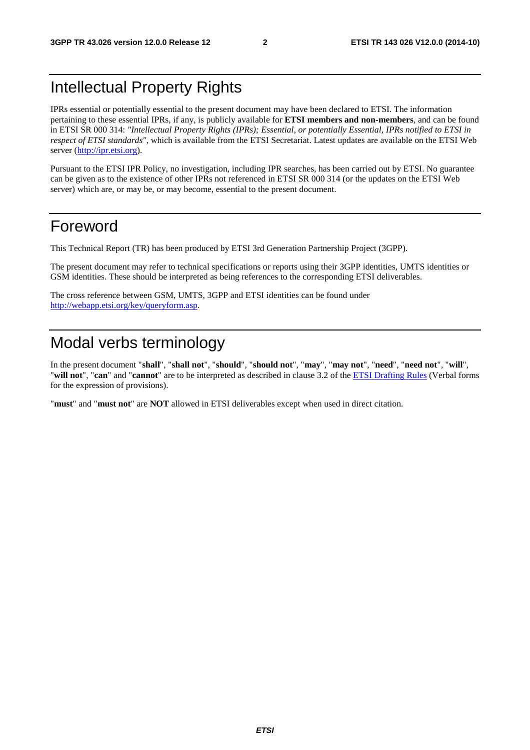# Intellectual Property Rights

IPRs essential or potentially essential to the present document may have been declared to ETSI. The information pertaining to these essential IPRs, if any, is publicly available for **ETSI members and non-members**, and can be found in ETSI SR 000 314: *"Intellectual Property Rights (IPRs); Essential, or potentially Essential, IPRs notified to ETSI in respect of ETSI standards"*, which is available from the ETSI Secretariat. Latest updates are available on the ETSI Web server (http://ipr.etsi.org).

Pursuant to the ETSI IPR Policy, no investigation, including IPR searches, has been carried out by ETSI. No guarantee can be given as to the existence of other IPRs not referenced in ETSI SR 000 314 (or the updates on the ETSI Web server) which are, or may be, or may become, essential to the present document.

# Foreword

This Technical Report (TR) has been produced by ETSI 3rd Generation Partnership Project (3GPP).

The present document may refer to technical specifications or reports using their 3GPP identities, UMTS identities or GSM identities. These should be interpreted as being references to the corresponding ETSI deliverables.

The cross reference between GSM, UMTS, 3GPP and ETSI identities can be found under http://webapp.etsi.org/key/queryform.asp.

# Modal verbs terminology

In the present document "**shall**", "**shall not**", "**should**", "**should not**", "**may**", "**may not**", "**need**", "**need not**", "**will**", "**will not**", "**can**" and "**cannot**" are to be interpreted as described in clause 3.2 of the ETSI Drafting Rules (Verbal forms for the expression of provisions).

"**must**" and "**must not**" are **NOT** allowed in ETSI deliverables except when used in direct citation.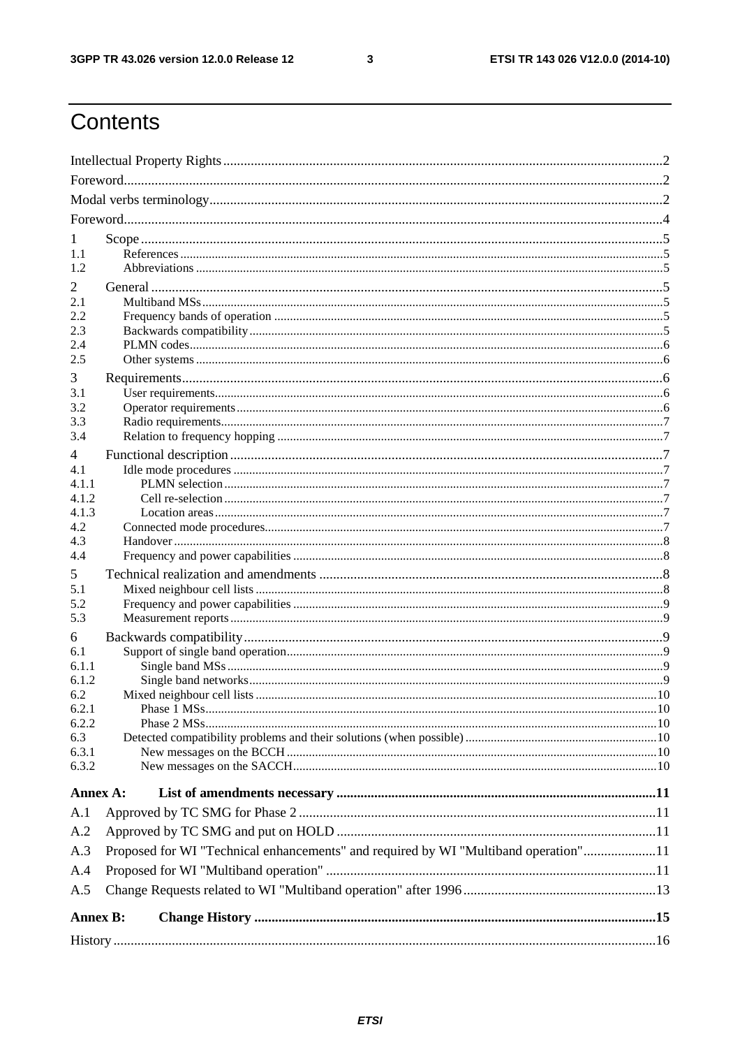# Contents

Intellectual Property Rights ....................................................................................................................... 2

Foreword ..................................................................................................................................................... 2

Modal verbs terminology ............................................................................................................................ 2

Foreword ..................................................................................................................................................... 4

1 Scope ....................................................................................................................................................... 5
1.1 References ............................................................................................................................................. 5
1.2 Abbreviations ......................................................................................................................................... 5

2 General .................................................................................................................................................... 5
2.1 Multiband MSs ....................................................................................................................................... 5
2.2 Frequency bands of operation ................................................................................................................ 5
2.3 Backwards compatibility ........................................................................................................................ 5
2.4 PLMN codes ........................................................................................................................................... 6
2.5 Other systems ......................................................................................................................................... 6

3 Requirements ........................................................................................................................................... 6
3.1 User requirements .................................................................................................................................. 6
3.2 Operator requirements ........................................................................................................................... 6
3.3 Radio requirements ................................................................................................................................ 7
3.4 Relation to frequency hopping ............................................................................................................... 7

4 Functional description .............................................................................................................................. 7
4.1 Idle mode procedures ............................................................................................................................. 7
4.1.1 PLMN selection .................................................................................................................................. 7
4.1.2 Cell re-selection .................................................................................................................................. 7
4.1.3 Location areas ..................................................................................................................................... 7
4.2 Connected mode procedures .................................................................................................................. 7
4.3 Handover ................................................................................................................................................ 8
4.4 Frequency and power capabilities ......................................................................................................... 8

5 Technical realization and amendments .................................................................................................... 8
5.1 Mixed neighbour cell lists ...................................................................................................................... 8
5.2 Frequency and power capabilities ......................................................................................................... 9
5.3 Measurement reports .............................................................................................................................. 9

6 Backwards compatibility .......................................................................................................................... 9
6.1 Support of single band operation ........................................................................................................... 9
6.1.1 Single band MSs .................................................................................................................................. 9
6.1.2 Single band networks .......................................................................................................................... 9
6.2 Mixed neighbour cell lists .................................................................................................................... 10
6.2.1 Phase 1 MSs ...................................................................................................................................... 10
6.2.2 Phase 2 MSs ...................................................................................................................................... 10
6.3 Detected compatibility problems and their solutions (when possible) ................................................. 10
6.3.1 New messages on the BCCH ............................................................................................................. 10
6.3.2 New messages on the SACCH ........................................................................................................... 10

**Annex A: List of amendments necessary ........................................................................................... 11**

A.1 Approved by TC SMG for Phase 2 ...................................................................................................... 11

A.2 Approved by TC SMG and put on HOLD ........................................................................................... 11

A.3 Proposed for WI "Technical enhancements" and required by WI "Multiband operation" ................... 11

A.4 Proposed for WI "Multiband operation" .............................................................................................. 11

A.5 Change Requests related to WI "Multiband operation" after 1996 ...................................................... 13

**Annex B: Change History .................................................................................................................. 15**

History ....................................................................................................................................................... 16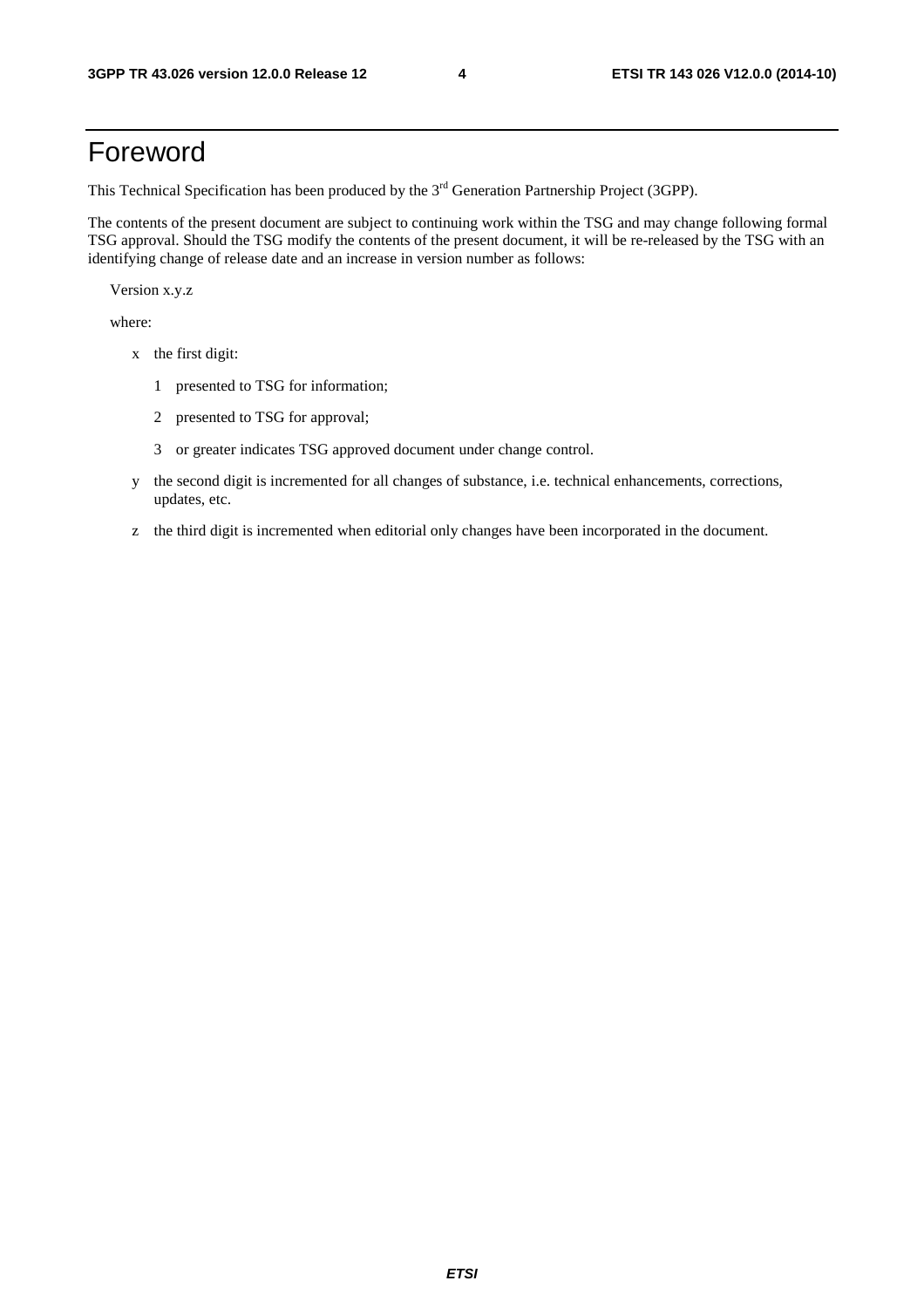# Foreword

This Technical Specification has been produced by the 3rd Generation Partnership Project (3GPP).

The contents of the present document are subject to continuing work within the TSG and may change following formal TSG approval. Should the TSG modify the contents of the present document, it will be re-released by the TSG with an identifying change of release date and an increase in version number as follows:

Version x.y.z

where:

- x the first digit:
  - 1 presented to TSG for information;
  - 2 presented to TSG for approval;
  - 3 or greater indicates TSG approved document under change control.
- y the second digit is incremented for all changes of substance, i.e. technical enhancements, corrections, updates, etc.
- z the third digit is incremented when editorial only changes have been incorporated in the document.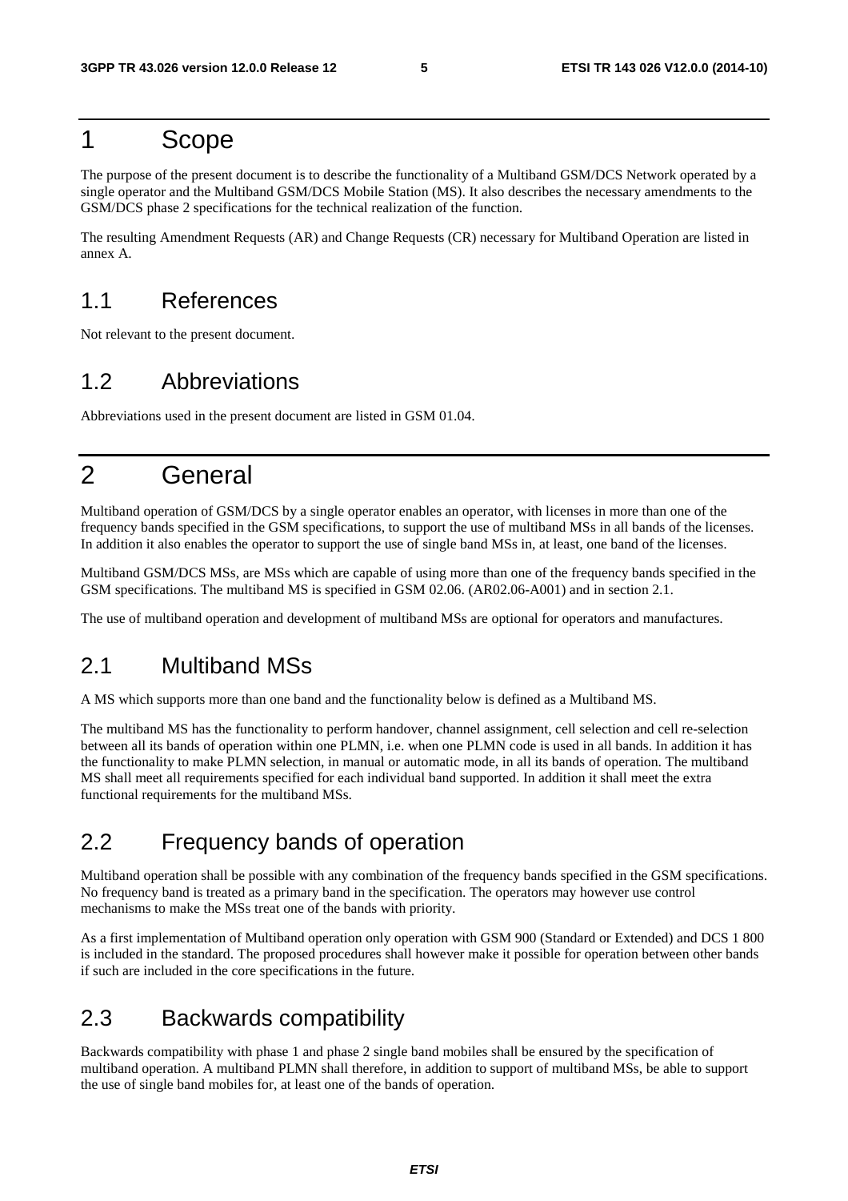# 1 Scope

The purpose of the present document is to describe the functionality of a Multiband GSM/DCS Network operated by a single operator and the Multiband GSM/DCS Mobile Station (MS). It also describes the necessary amendments to the GSM/DCS phase 2 specifications for the technical realization of the function.

The resulting Amendment Requests (AR) and Change Requests (CR) necessary for Multiband Operation are listed in annex A.

## 1.1 References

Not relevant to the present document.

## 1.2 Abbreviations

Abbreviations used in the present document are listed in GSM 01.04.

# 2 General

Multiband operation of GSM/DCS by a single operator enables an operator, with licenses in more than one of the frequency bands specified in the GSM specifications, to support the use of multiband MSs in all bands of the licenses. In addition it also enables the operator to support the use of single band MSs in, at least, one band of the licenses.

Multiband GSM/DCS MSs, are MSs which are capable of using more than one of the frequency bands specified in the GSM specifications. The multiband MS is specified in GSM 02.06. (AR02.06-A001) and in section 2.1.

The use of multiband operation and development of multiband MSs are optional for operators and manufactures.

## 2.1 Multiband MSs

A MS which supports more than one band and the functionality below is defined as a Multiband MS.

The multiband MS has the functionality to perform handover, channel assignment, cell selection and cell re-selection between all its bands of operation within one PLMN, i.e. when one PLMN code is used in all bands. In addition it has the functionality to make PLMN selection, in manual or automatic mode, in all its bands of operation. The multiband MS shall meet all requirements specified for each individual band supported. In addition it shall meet the extra functional requirements for the multiband MSs.

## 2.2 Frequency bands of operation

Multiband operation shall be possible with any combination of the frequency bands specified in the GSM specifications. No frequency band is treated as a primary band in the specification. The operators may however use control mechanisms to make the MSs treat one of the bands with priority.

As a first implementation of Multiband operation only operation with GSM 900 (Standard or Extended) and DCS 1 800 is included in the standard. The proposed procedures shall however make it possible for operation between other bands if such are included in the core specifications in the future.

## 2.3 Backwards compatibility

Backwards compatibility with phase 1 and phase 2 single band mobiles shall be ensured by the specification of multiband operation. A multiband PLMN shall therefore, in addition to support of multiband MSs, be able to support the use of single band mobiles for, at least one of the bands of operation.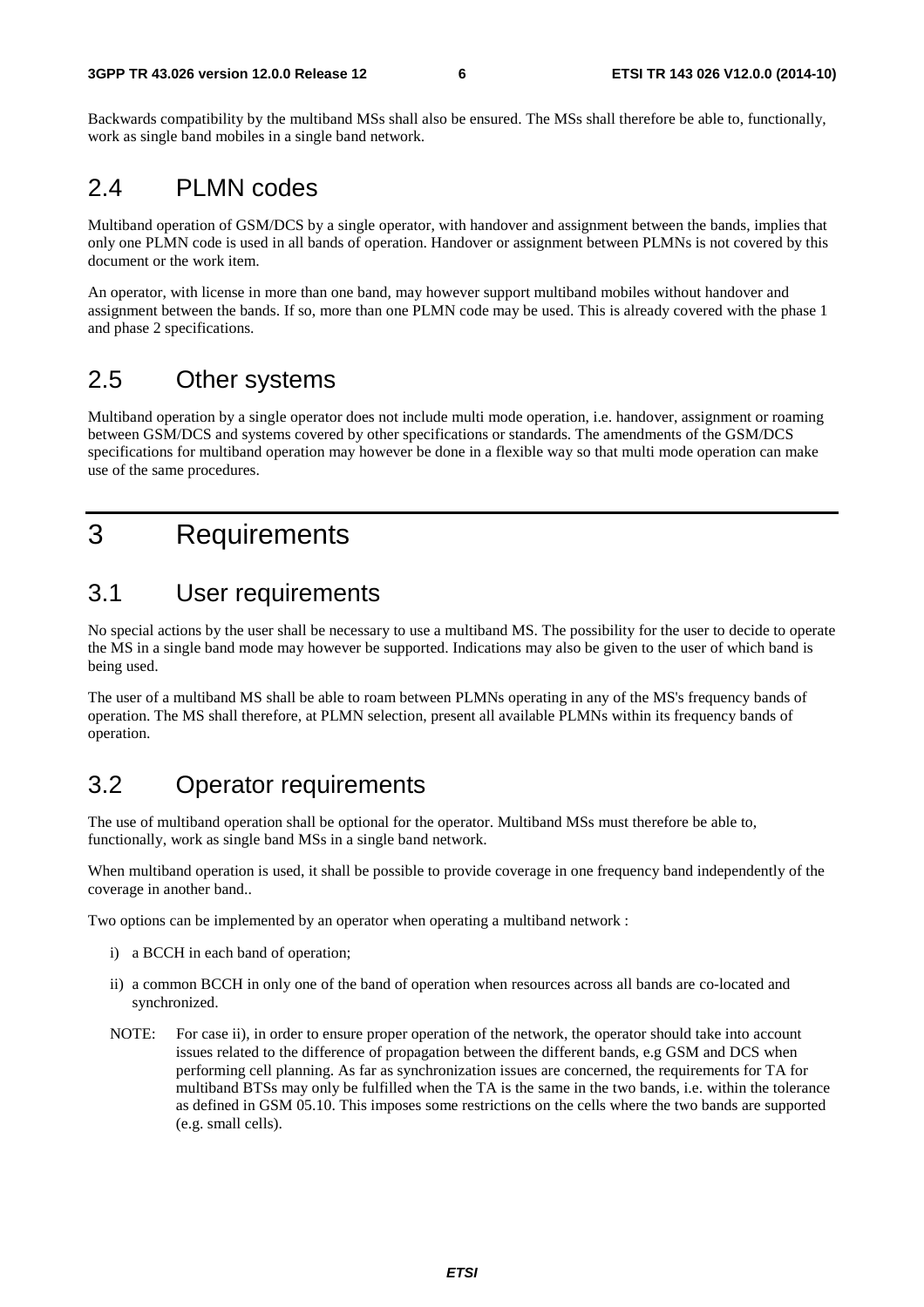Backwards compatibility by the multiband MSs shall also be ensured. The MSs shall therefore be able to, functionally, work as single band mobiles in a single band network.

## 2.4 PLMN codes

Multiband operation of GSM/DCS by a single operator, with handover and assignment between the bands, implies that only one PLMN code is used in all bands of operation. Handover or assignment between PLMNs is not covered by this document or the work item.

An operator, with license in more than one band, may however support multiband mobiles without handover and assignment between the bands. If so, more than one PLMN code may be used. This is already covered with the phase 1 and phase 2 specifications.

## 2.5 Other systems

Multiband operation by a single operator does not include multi mode operation, i.e. handover, assignment or roaming between GSM/DCS and systems covered by other specifications or standards. The amendments of the GSM/DCS specifications for multiband operation may however be done in a flexible way so that multi mode operation can make use of the same procedures.

# 3 Requirements

## 3.1 User requirements

No special actions by the user shall be necessary to use a multiband MS. The possibility for the user to decide to operate the MS in a single band mode may however be supported. Indications may also be given to the user of which band is being used.

The user of a multiband MS shall be able to roam between PLMNs operating in any of the MS's frequency bands of operation. The MS shall therefore, at PLMN selection, present all available PLMNs within its frequency bands of operation.

## 3.2 Operator requirements

The use of multiband operation shall be optional for the operator. Multiband MSs must therefore be able to, functionally, work as single band MSs in a single band network.

When multiband operation is used, it shall be possible to provide coverage in one frequency band independently of the coverage in another band..

Two options can be implemented by an operator when operating a multiband network :

i) a BCCH in each band of operation;

ii) a common BCCH in only one of the band of operation when resources across all bands are co-located and synchronized.

NOTE: For case ii), in order to ensure proper operation of the network, the operator should take into account issues related to the difference of propagation between the different bands, e.g GSM and DCS when performing cell planning. As far as synchronization issues are concerned, the requirements for TA for multiband BTSs may only be fulfilled when the TA is the same in the two bands, i.e. within the tolerance as defined in GSM 05.10. This imposes some restrictions on the cells where the two bands are supported (e.g. small cells).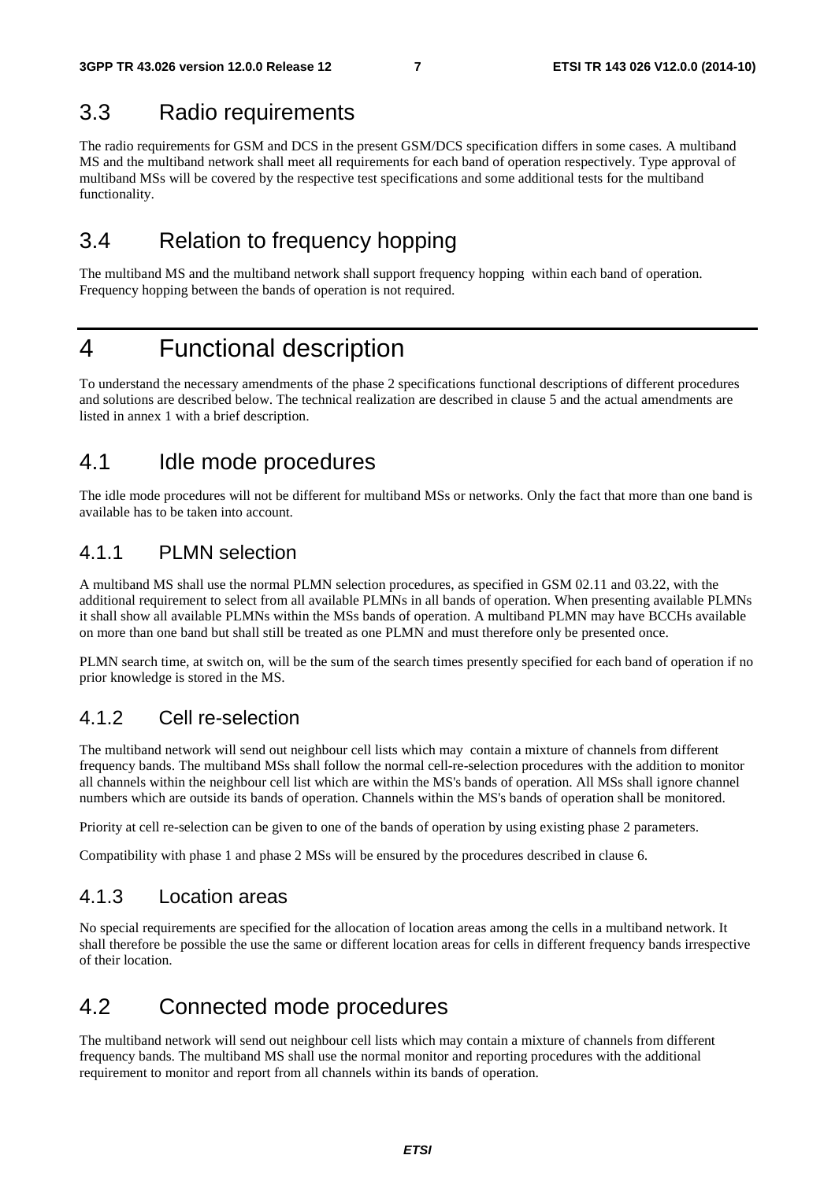## 3.3 Radio requirements

The radio requirements for GSM and DCS in the present GSM/DCS specification differs in some cases. A multiband MS and the multiband network shall meet all requirements for each band of operation respectively. Type approval of multiband MSs will be covered by the respective test specifications and some additional tests for the multiband functionality.

## 3.4 Relation to frequency hopping

The multiband MS and the multiband network shall support frequency hopping within each band of operation. Frequency hopping between the bands of operation is not required.

# 4 Functional description

To understand the necessary amendments of the phase 2 specifications functional descriptions of different procedures and solutions are described below. The technical realization are described in clause 5 and the actual amendments are listed in annex 1 with a brief description.

## 4.1 Idle mode procedures

The idle mode procedures will not be different for multiband MSs or networks. Only the fact that more than one band is available has to be taken into account.

### 4.1.1 PLMN selection

A multiband MS shall use the normal PLMN selection procedures, as specified in GSM 02.11 and 03.22, with the additional requirement to select from all available PLMNs in all bands of operation. When presenting available PLMNs it shall show all available PLMNs within the MSs bands of operation. A multiband PLMN may have BCCHs available on more than one band but shall still be treated as one PLMN and must therefore only be presented once.

PLMN search time, at switch on, will be the sum of the search times presently specified for each band of operation if no prior knowledge is stored in the MS.

### 4.1.2 Cell re-selection

The multiband network will send out neighbour cell lists which may contain a mixture of channels from different frequency bands. The multiband MSs shall follow the normal cell-re-selection procedures with the addition to monitor all channels within the neighbour cell list which are within the MS's bands of operation. All MSs shall ignore channel numbers which are outside its bands of operation. Channels within the MS's bands of operation shall be monitored.

Priority at cell re-selection can be given to one of the bands of operation by using existing phase 2 parameters.

Compatibility with phase 1 and phase 2 MSs will be ensured by the procedures described in clause 6.

### 4.1.3 Location areas

No special requirements are specified for the allocation of location areas among the cells in a multiband network. It shall therefore be possible the use the same or different location areas for cells in different frequency bands irrespective of their location.

## 4.2 Connected mode procedures

The multiband network will send out neighbour cell lists which may contain a mixture of channels from different frequency bands. The multiband MS shall use the normal monitor and reporting procedures with the additional requirement to monitor and report from all channels within its bands of operation.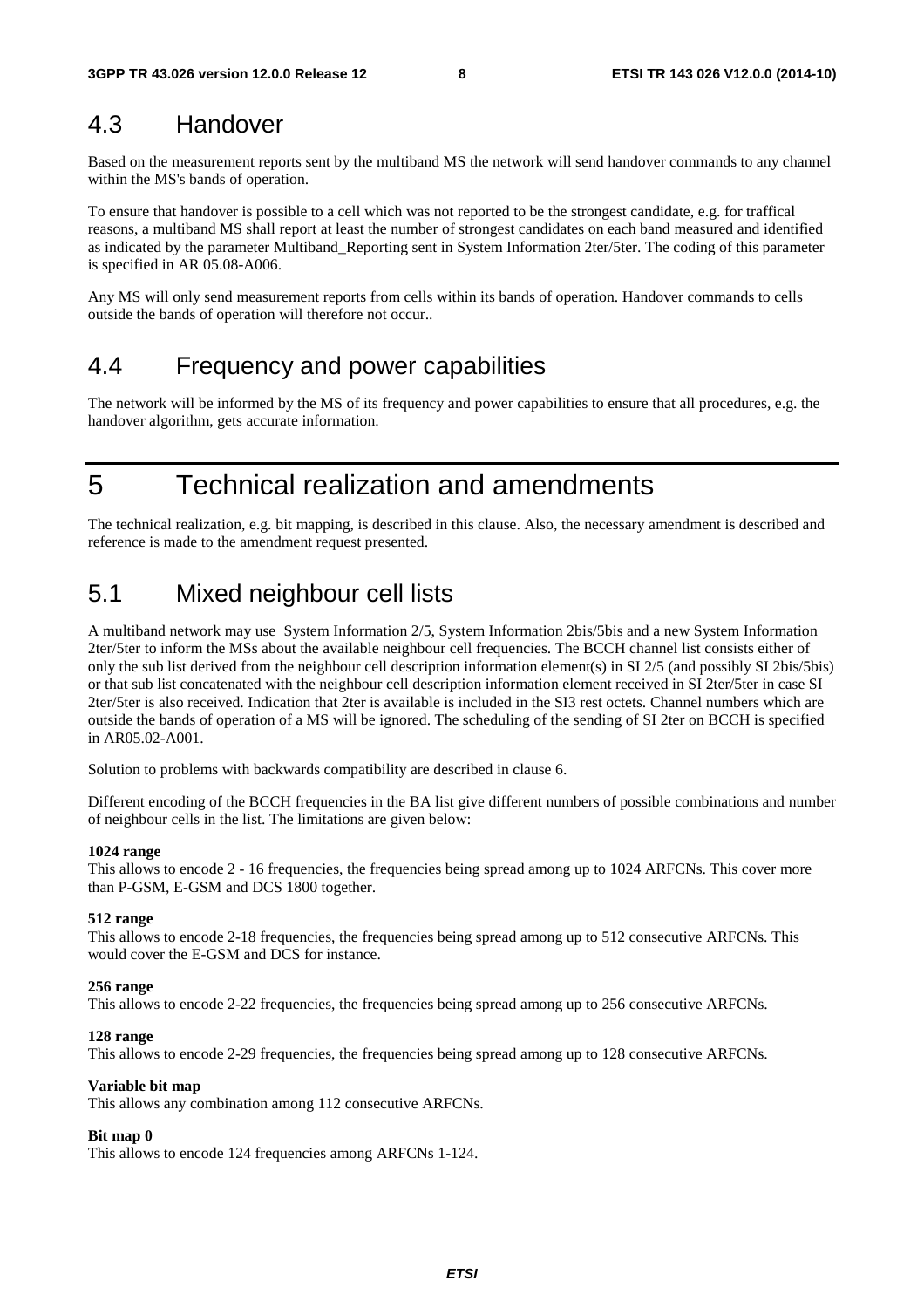## 4.3 Handover

Based on the measurement reports sent by the multiband MS the network will send handover commands to any channel within the MS's bands of operation.

To ensure that handover is possible to a cell which was not reported to be the strongest candidate, e.g. for traffical reasons, a multiband MS shall report at least the number of strongest candidates on each band measured and identified as indicated by the parameter Multiband_Reporting sent in System Information 2ter/5ter. The coding of this parameter is specified in AR 05.08-A006.

Any MS will only send measurement reports from cells within its bands of operation. Handover commands to cells outside the bands of operation will therefore not occur..

## 4.4 Frequency and power capabilities

The network will be informed by the MS of its frequency and power capabilities to ensure that all procedures, e.g. the handover algorithm, gets accurate information.

# 5 Technical realization and amendments

The technical realization, e.g. bit mapping, is described in this clause. Also, the necessary amendment is described and reference is made to the amendment request presented.

## 5.1 Mixed neighbour cell lists

A multiband network may use System Information 2/5, System Information 2bis/5bis and a new System Information 2ter/5ter to inform the MSs about the available neighbour cell frequencies. The BCCH channel list consists either of only the sub list derived from the neighbour cell description information element(s) in SI 2/5 (and possibly SI 2bis/5bis) or that sub list concatenated with the neighbour cell description information element received in SI 2ter/5ter in case SI 2ter/5ter is also received. Indication that 2ter is available is included in the SI3 rest octets. Channel numbers which are outside the bands of operation of a MS will be ignored. The scheduling of the sending of SI 2ter on BCCH is specified in AR05.02-A001.

Solution to problems with backwards compatibility are described in clause 6.

Different encoding of the BCCH frequencies in the BA list give different numbers of possible combinations and number of neighbour cells in the list. The limitations are given below:

**1024 range**
This allows to encode 2 - 16 frequencies, the frequencies being spread among up to 1024 ARFCNs. This cover more than P-GSM, E-GSM and DCS 1800 together.

**512 range**
This allows to encode 2-18 frequencies, the frequencies being spread among up to 512 consecutive ARFCNs. This would cover the E-GSM and DCS for instance.

**256 range**
This allows to encode 2-22 frequencies, the frequencies being spread among up to 256 consecutive ARFCNs.

**128 range**
This allows to encode 2-29 frequencies, the frequencies being spread among up to 128 consecutive ARFCNs.

**Variable bit map**
This allows any combination among 112 consecutive ARFCNs.

**Bit map 0**
This allows to encode 124 frequencies among ARFCNs 1-124.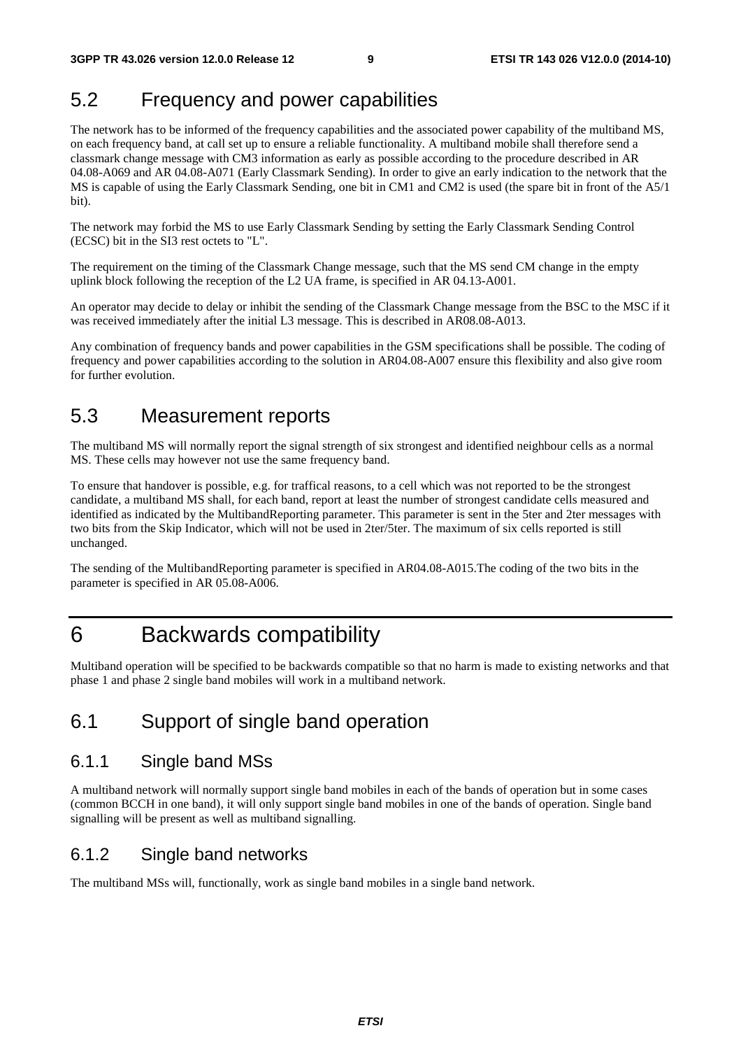## 5.2 Frequency and power capabilities

The network has to be informed of the frequency capabilities and the associated power capability of the multiband MS, on each frequency band, at call set up to ensure a reliable functionality. A multiband mobile shall therefore send a classmark change message with CM3 information as early as possible according to the procedure described in AR 04.08-A069 and AR 04.08-A071 (Early Classmark Sending). In order to give an early indication to the network that the MS is capable of using the Early Classmark Sending, one bit in CM1 and CM2 is used (the spare bit in front of the A5/1 bit).

The network may forbid the MS to use Early Classmark Sending by setting the Early Classmark Sending Control (ECSC) bit in the SI3 rest octets to "L".

The requirement on the timing of the Classmark Change message, such that the MS send CM change in the empty uplink block following the reception of the L2 UA frame, is specified in AR 04.13-A001.

An operator may decide to delay or inhibit the sending of the Classmark Change message from the BSC to the MSC if it was received immediately after the initial L3 message. This is described in AR08.08-A013.

Any combination of frequency bands and power capabilities in the GSM specifications shall be possible. The coding of frequency and power capabilities according to the solution in AR04.08-A007 ensure this flexibility and also give room for further evolution.

## 5.3 Measurement reports

The multiband MS will normally report the signal strength of six strongest and identified neighbour cells as a normal MS. These cells may however not use the same frequency band.

To ensure that handover is possible, e.g. for traffical reasons, to a cell which was not reported to be the strongest candidate, a multiband MS shall, for each band, report at least the number of strongest candidate cells measured and identified as indicated by the MultibandReporting parameter. This parameter is sent in the 5ter and 2ter messages with two bits from the Skip Indicator, which will not be used in 2ter/5ter. The maximum of six cells reported is still unchanged.

The sending of the MultibandReporting parameter is specified in AR04.08-A015.The coding of the two bits in the parameter is specified in AR 05.08-A006.

# 6 Backwards compatibility

Multiband operation will be specified to be backwards compatible so that no harm is made to existing networks and that phase 1 and phase 2 single band mobiles will work in a multiband network.

## 6.1 Support of single band operation

### 6.1.1 Single band MSs

A multiband network will normally support single band mobiles in each of the bands of operation but in some cases (common BCCH in one band), it will only support single band mobiles in one of the bands of operation. Single band signalling will be present as well as multiband signalling.

### 6.1.2 Single band networks

The multiband MSs will, functionally, work as single band mobiles in a single band network.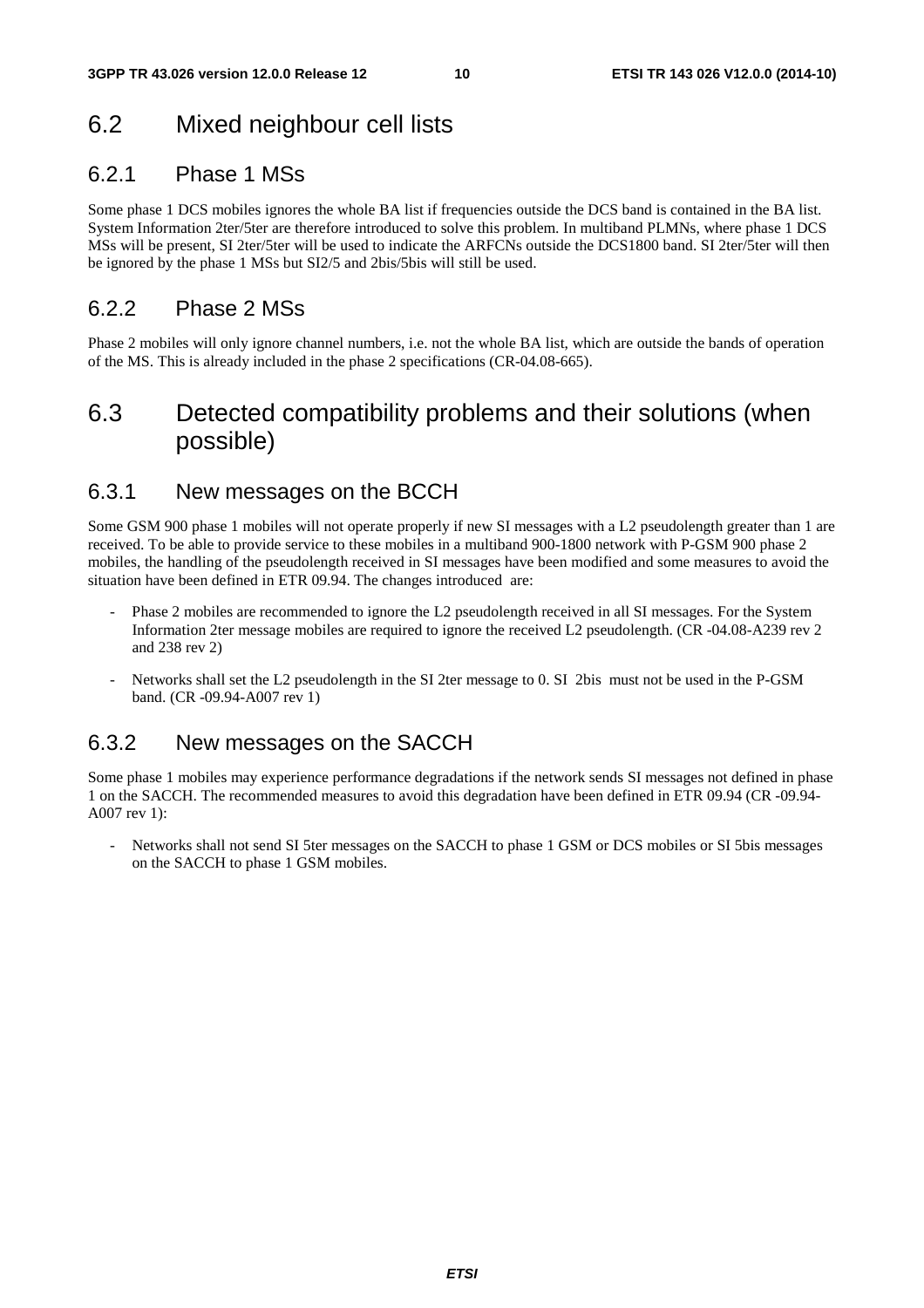## 6.2 Mixed neighbour cell lists

### 6.2.1 Phase 1 MSs

Some phase 1 DCS mobiles ignores the whole BA list if frequencies outside the DCS band is contained in the BA list. System Information 2ter/5ter are therefore introduced to solve this problem. In multiband PLMNs, where phase 1 DCS MSs will be present, SI 2ter/5ter will be used to indicate the ARFCNs outside the DCS1800 band. SI 2ter/5ter will then be ignored by the phase 1 MSs but SI2/5 and 2bis/5bis will still be used.

### 6.2.2 Phase 2 MSs

Phase 2 mobiles will only ignore channel numbers, i.e. not the whole BA list, which are outside the bands of operation of the MS. This is already included in the phase 2 specifications (CR-04.08-665).

## 6.3 Detected compatibility problems and their solutions (when possible)

### 6.3.1 New messages on the BCCH

Some GSM 900 phase 1 mobiles will not operate properly if new SI messages with a L2 pseudolength greater than 1 are received. To be able to provide service to these mobiles in a multiband 900-1800 network with P-GSM 900 phase 2 mobiles, the handling of the pseudolength received in SI messages have been modified and some measures to avoid the situation have been defined in ETR 09.94. The changes introduced are:

- Phase 2 mobiles are recommended to ignore the L2 pseudolength received in all SI messages. For the System Information 2ter message mobiles are required to ignore the received L2 pseudolength. (CR -04.08-A239 rev 2 and 238 rev 2)
- Networks shall set the L2 pseudolength in the SI 2ter message to 0. SI 2bis must not be used in the P-GSM band. (CR -09.94-A007 rev 1)

### 6.3.2 New messages on the SACCH

Some phase 1 mobiles may experience performance degradations if the network sends SI messages not defined in phase 1 on the SACCH. The recommended measures to avoid this degradation have been defined in ETR 09.94 (CR -09.94-A007 rev 1):

- Networks shall not send SI 5ter messages on the SACCH to phase 1 GSM or DCS mobiles or SI 5bis messages on the SACCH to phase 1 GSM mobiles.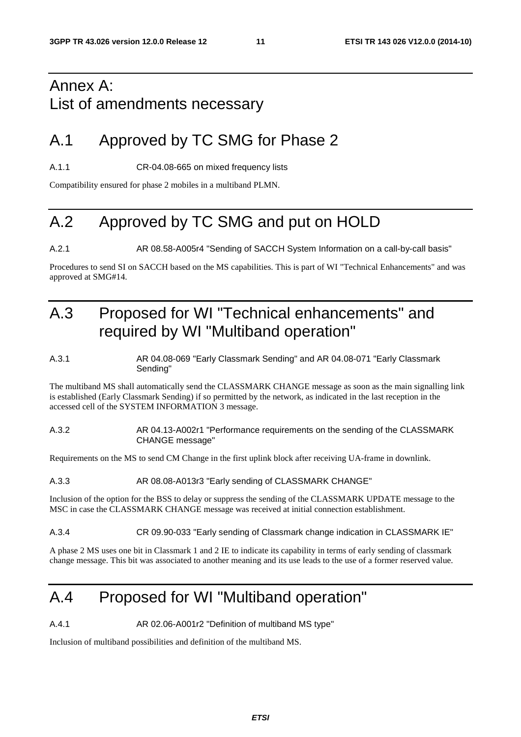# Annex A: List of amendments necessary

## A.1 Approved by TC SMG for Phase 2

#### A.1.1 CR-04.08-665 on mixed frequency lists

Compatibility ensured for phase 2 mobiles in a multiband PLMN.

## A.2 Approved by TC SMG and put on HOLD

#### A.2.1 AR 08.58-A005r4 "Sending of SACCH System Information on a call-by-call basis"

Procedures to send SI on SACCH based on the MS capabilities. This is part of WI "Technical Enhancements" and was approved at SMG#14.

## A.3 Proposed for WI "Technical enhancements" and required by WI "Multiband operation"

#### A.3.1 AR 04.08-069 "Early Classmark Sending" and AR 04.08-071 "Early Classmark Sending"

The multiband MS shall automatically send the CLASSMARK CHANGE message as soon as the main signalling link is established (Early Classmark Sending) if so permitted by the network, as indicated in the last reception in the accessed cell of the SYSTEM INFORMATION 3 message.

#### A.3.2 AR 04.13-A002r1 "Performance requirements on the sending of the CLASSMARK CHANGE message"

Requirements on the MS to send CM Change in the first uplink block after receiving UA-frame in downlink.

#### A.3.3 AR 08.08-A013r3 "Early sending of CLASSMARK CHANGE"

Inclusion of the option for the BSS to delay or suppress the sending of the CLASSMARK UPDATE message to the MSC in case the CLASSMARK CHANGE message was received at initial connection establishment.

#### A.3.4 CR 09.90-033 "Early sending of Classmark change indication in CLASSMARK IE"

A phase 2 MS uses one bit in Classmark 1 and 2 IE to indicate its capability in terms of early sending of classmark change message. This bit was associated to another meaning and its use leads to the use of a former reserved value.

## A.4 Proposed for WI "Multiband operation"

#### A.4.1 AR 02.06-A001r2 "Definition of multiband MS type"

Inclusion of multiband possibilities and definition of the multiband MS.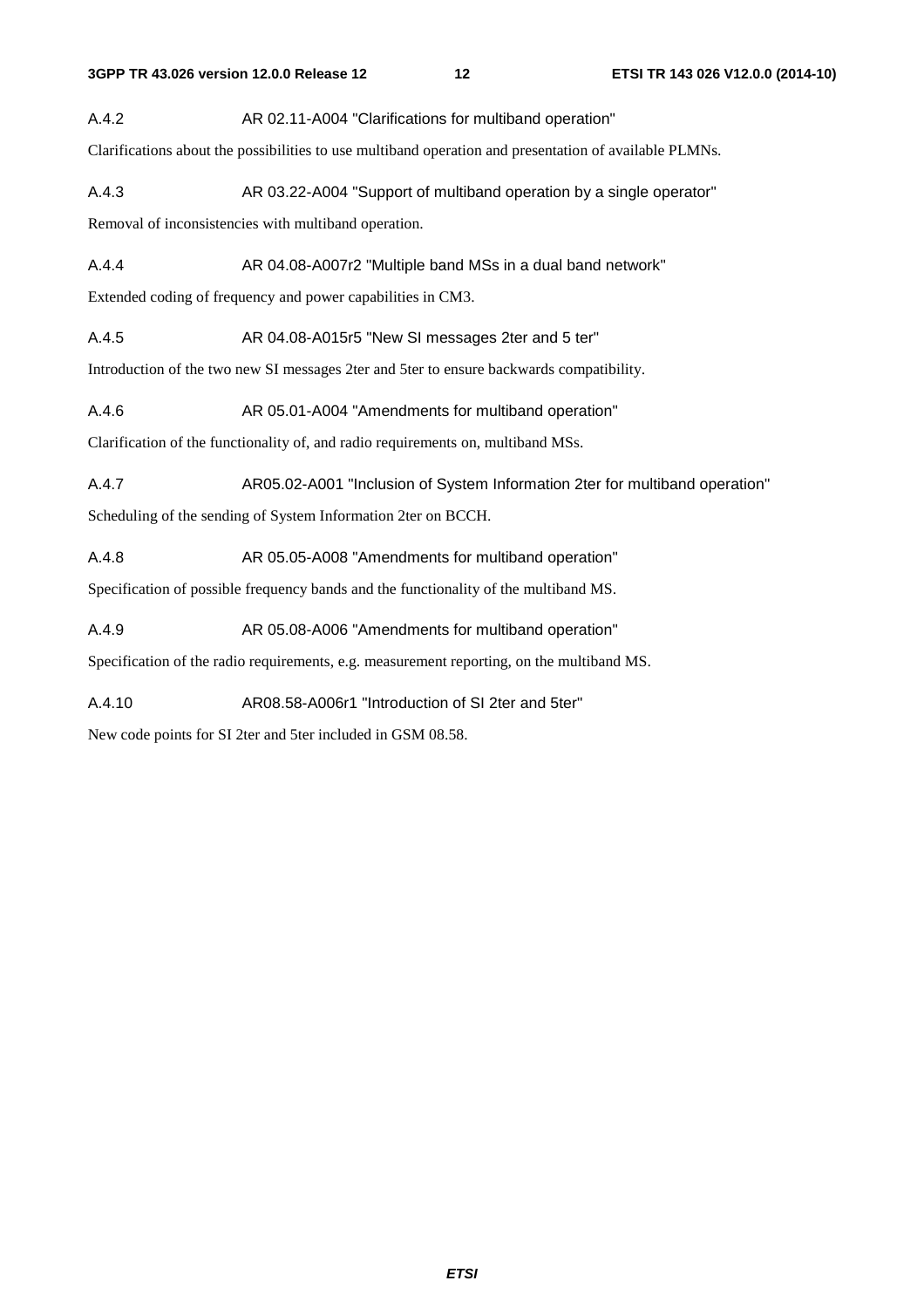### A.4.2 AR 02.11-A004 "Clarifications for multiband operation"

Clarifications about the possibilities to use multiband operation and presentation of available PLMNs.

### A.4.3 AR 03.22-A004 "Support of multiband operation by a single operator"

Removal of inconsistencies with multiband operation.

### A.4.4 AR 04.08-A007r2 "Multiple band MSs in a dual band network"

Extended coding of frequency and power capabilities in CM3.

### A.4.5 AR 04.08-A015r5 "New SI messages 2ter and 5 ter"

Introduction of the two new SI messages 2ter and 5ter to ensure backwards compatibility.

### A.4.6 AR 05.01-A004 "Amendments for multiband operation"

Clarification of the functionality of, and radio requirements on, multiband MSs.

### A.4.7 AR05.02-A001 "Inclusion of System Information 2ter for multiband operation"

Scheduling of the sending of System Information 2ter on BCCH.

### A.4.8 AR 05.05-A008 "Amendments for multiband operation"

Specification of possible frequency bands and the functionality of the multiband MS.

### A.4.9 AR 05.08-A006 "Amendments for multiband operation"

Specification of the radio requirements, e.g. measurement reporting, on the multiband MS.

### A.4.10 AR08.58-A006r1 "Introduction of SI 2ter and 5ter"

New code points for SI 2ter and 5ter included in GSM 08.58.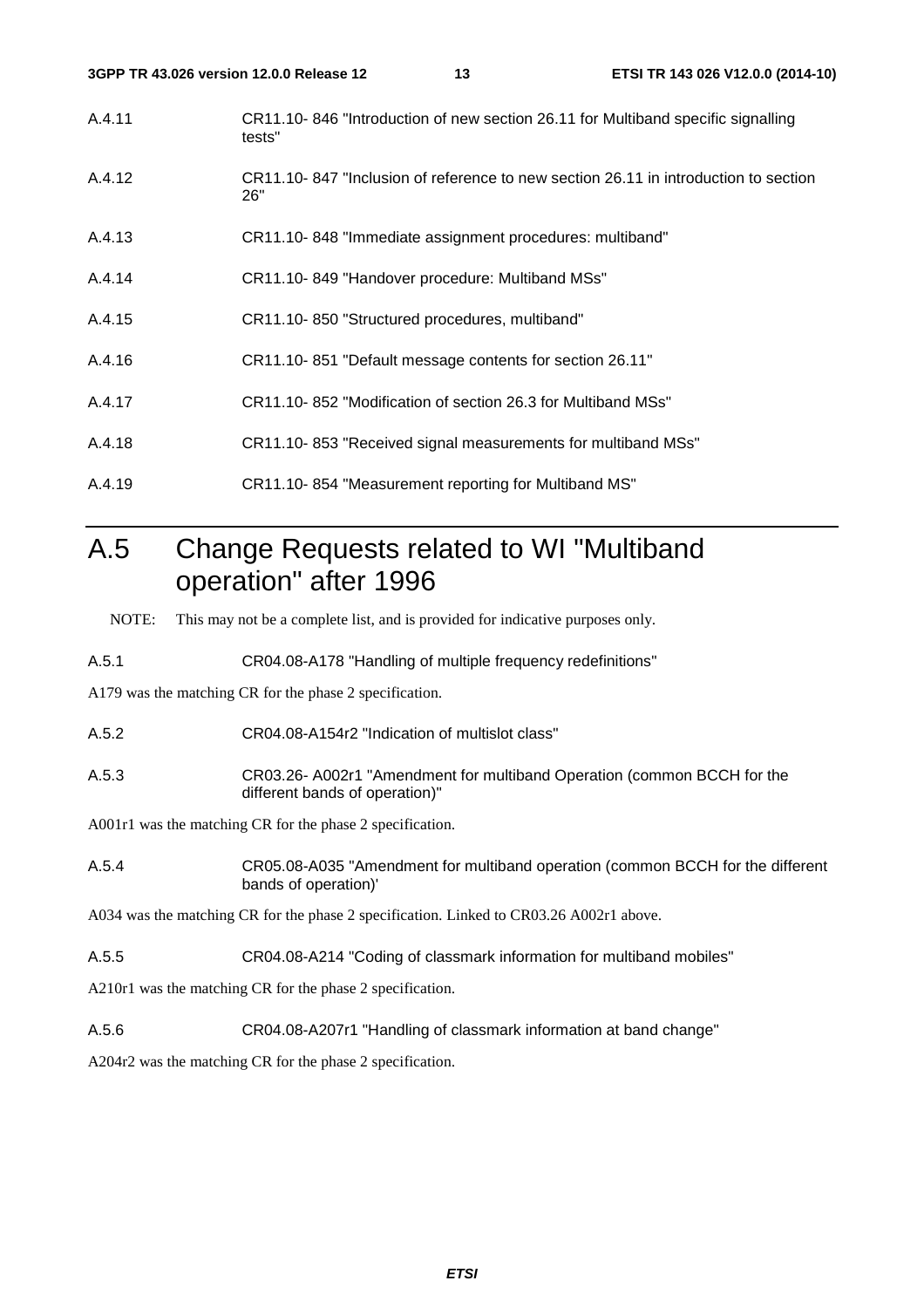A.4.11 CR11.10- 846 "Introduction of new section 26.11 for Multiband specific signalling tests"

A.4.12 CR11.10- 847 "Inclusion of reference to new section 26.11 in introduction to section 26"

A.4.13 CR11.10- 848 "Immediate assignment procedures: multiband"

A.4.14 CR11.10- 849 "Handover procedure: Multiband MSs"

A.4.15 CR11.10- 850 "Structured procedures, multiband"

A.4.16 CR11.10- 851 "Default message contents for section 26.11"

A.4.17 CR11.10- 852 "Modification of section 26.3 for Multiband MSs"

A.4.18 CR11.10- 853 "Received signal measurements for multiband MSs"

A.4.19 CR11.10- 854 "Measurement reporting for Multiband MS"

# A.5 Change Requests related to WI "Multiband operation" after 1996

NOTE: This may not be a complete list, and is provided for indicative purposes only.

A.5.1 CR04.08-A178 "Handling of multiple frequency redefinitions"

A179 was the matching CR for the phase 2 specification.

A.5.2 CR04.08-A154r2 "Indication of multislot class"

A.5.3 CR03.26- A002r1 "Amendment for multiband Operation (common BCCH for the different bands of operation)"

A001r1 was the matching CR for the phase 2 specification.

A.5.4 CR05.08-A035 "Amendment for multiband operation (common BCCH for the different bands of operation)'

A034 was the matching CR for the phase 2 specification. Linked to CR03.26 A002r1 above.

A.5.5 CR04.08-A214 "Coding of classmark information for multiband mobiles"

A210r1 was the matching CR for the phase 2 specification.

A.5.6 CR04.08-A207r1 "Handling of classmark information at band change"

A204r2 was the matching CR for the phase 2 specification.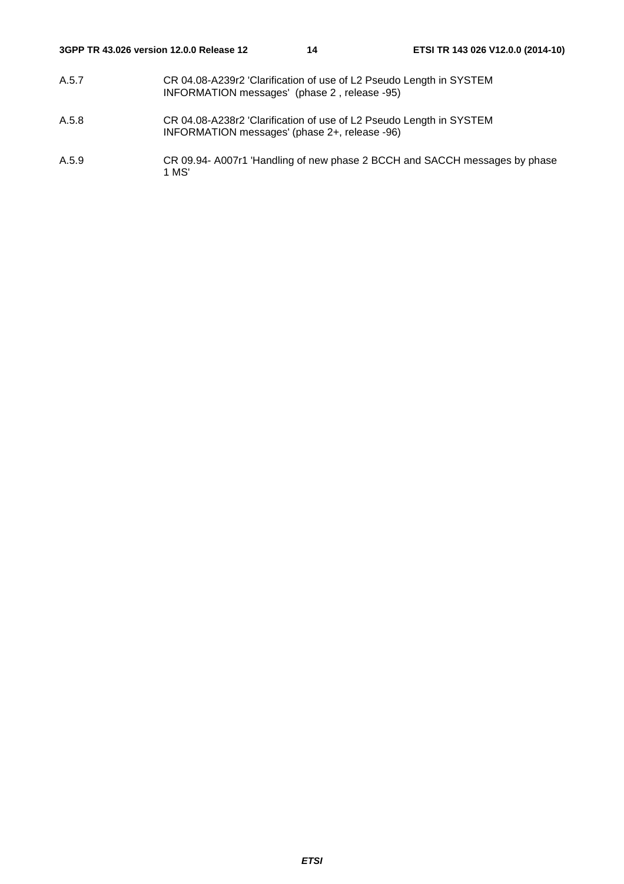A.5.7 CR 04.08-A239r2 'Clarification of use of L2 Pseudo Length in SYSTEM INFORMATION messages' (phase 2 , release -95)

A.5.8 CR 04.08-A238r2 'Clarification of use of L2 Pseudo Length in SYSTEM INFORMATION messages' (phase 2+, release -96)

A.5.9 CR 09.94- A007r1 'Handling of new phase 2 BCCH and SACCH messages by phase 1 MS'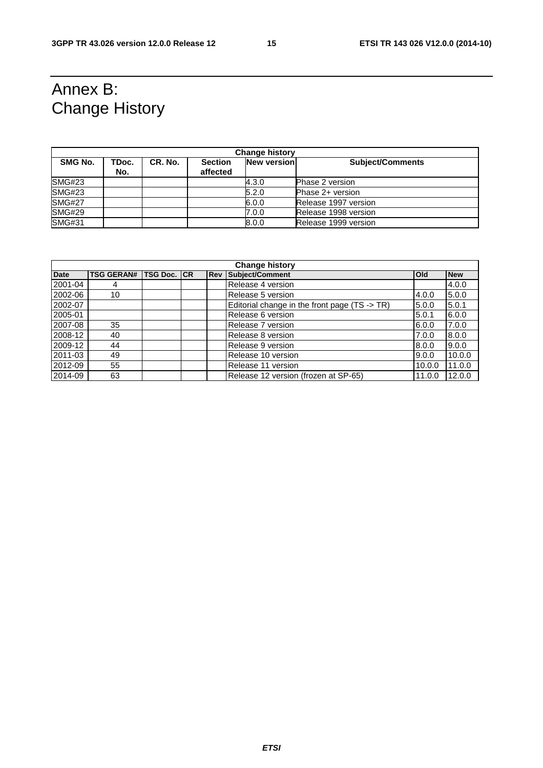# Annex B: Change History

| Change history | | | | | |
|---|---|---|---|---|---|
| **SMG No.** | **TDoc. No.** | **CR. No.** | **Section affected** | **New version** | **Subject/Comments** |
| SMG#23 | | | | 4.3.0 | Phase 2 version |
| SMG#23 | | | | 5.2.0 | Phase 2+ version |
| SMG#27 | | | | 6.0.0 | Release 1997 version |
| SMG#29 | | | | 7.0.0 | Release 1998 version |
| SMG#31 | | | | 8.0.0 | Release 1999 version |

| Change history | | | | | | | |
|---|---|---|---|---|---|---|---|
| **Date** | **TSG GERAN#** | **TSG Doc.** | **CR** | **Rev** | **Subject/Comment** | **Old** | **New** |
| 2001-04 | 4 | | | | Release 4 version | | 4.0.0 |
| 2002-06 | 10 | | | | Release 5 version | 4.0.0 | 5.0.0 |
| 2002-07 | | | | | Editorial change in the front page (TS -> TR) | 5.0.0 | 5.0.1 |
| 2005-01 | | | | | Release 6 version | 5.0.1 | 6.0.0 |
| 2007-08 | 35 | | | | Release 7 version | 6.0.0 | 7.0.0 |
| 2008-12 | 40 | | | | Release 8 version | 7.0.0 | 8.0.0 |
| 2009-12 | 44 | | | | Release 9 version | 8.0.0 | 9.0.0 |
| 2011-03 | 49 | | | | Release 10 version | 9.0.0 | 10.0.0 |
| 2012-09 | 55 | | | | Release 11 version | 10.0.0 | 11.0.0 |
| 2014-09 | 63 | | | | Release 12 version (frozen at SP-65) | 11.0.0 | 12.0.0 |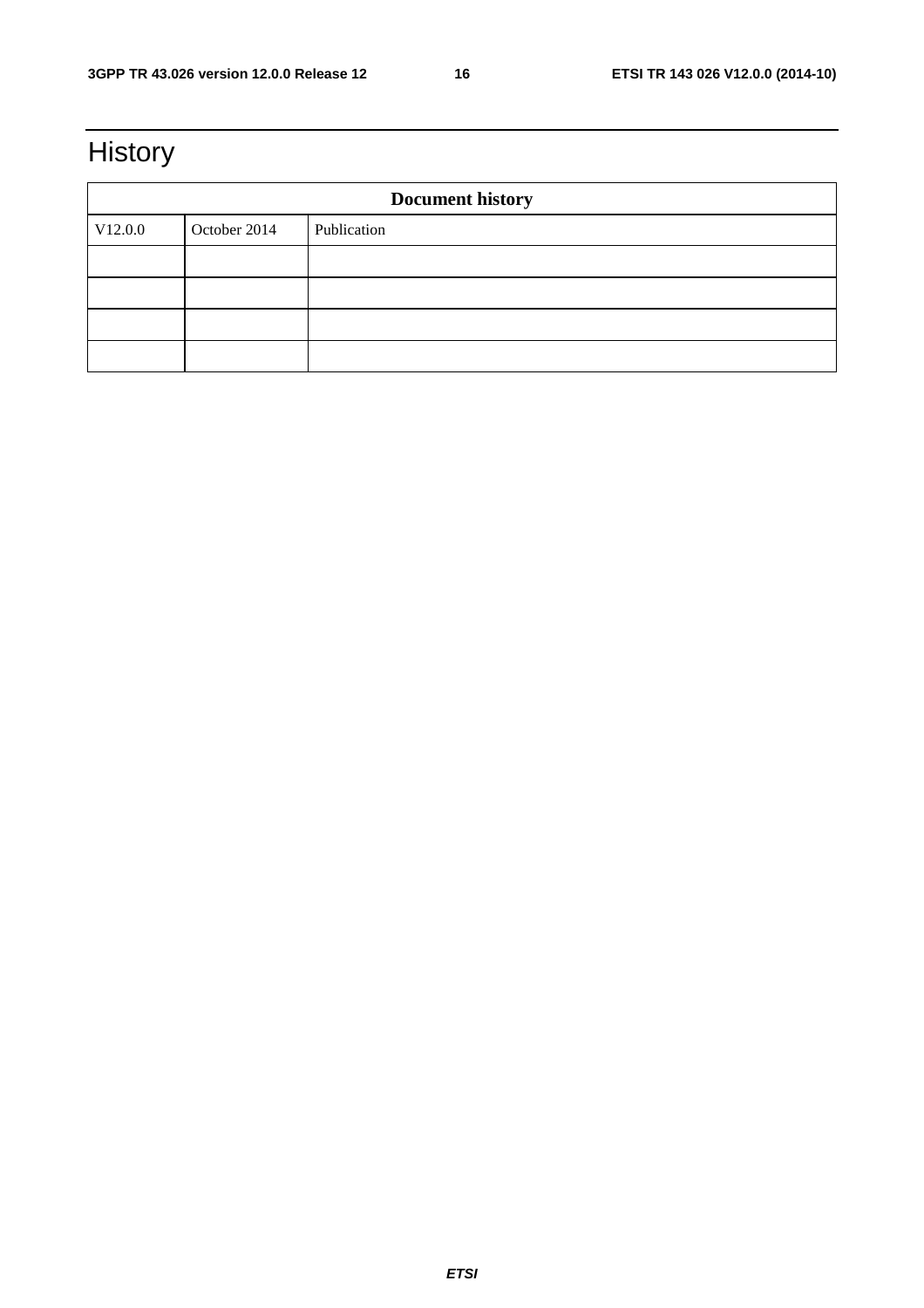# History

| Document history | | |
|---|---|---|
| V12.0.0 | October 2014 | Publication |
| | | |
| | | |
| | | |
| | | |